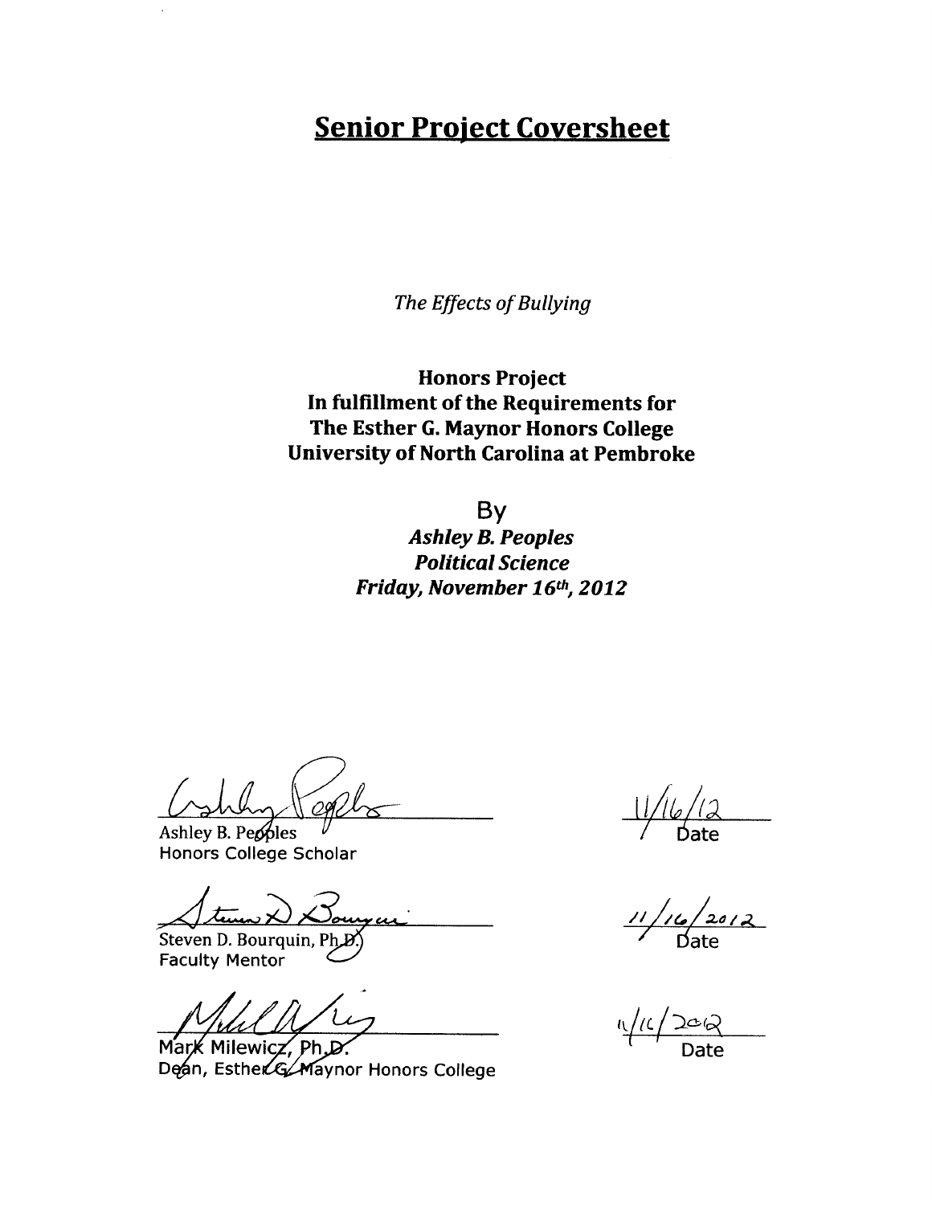# Senior Project Coversheet

*The Effects of Bullying*

**Honors Project**
**In fulfillment of the Requirements for**
**The Esther G. Maynor Honors College**
**University of North Carolina at Pembroke**

By
***Ashley B. Peoples***
***Political Science***
***Friday, November 16th, 2012***

Ashley B. Peoples
Honors College Scholar

11/16/12
Date

Steven D. Bourquin, Ph.D.
Faculty Mentor

11/16/2012
Date

Mark Milewicz, Ph.D.
Dean, Esther G. Maynor Honors College

11/16/2012
Date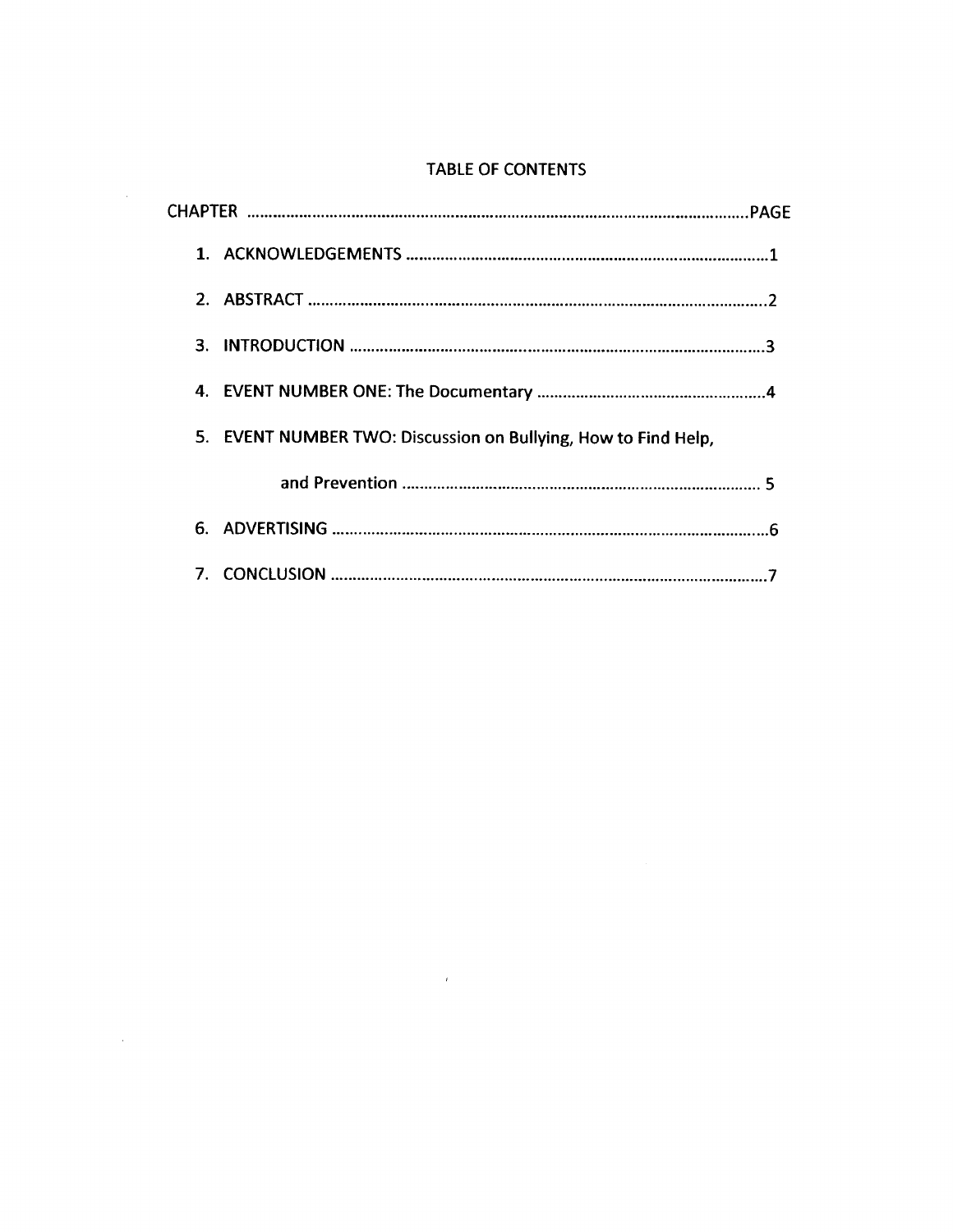# TABLE OF CONTENTS

| CHAPTER | PAGE |
| --- | --- |
| 1. ACKNOWLEDGEMENTS | 1 |
| 2. ABSTRACT | 2 |
| 3. INTRODUCTION | 3 |
| 4. EVENT NUMBER ONE: The Documentary | 4 |
| 5. EVENT NUMBER TWO: Discussion on Bullying, How to Find Help, and Prevention | 5 |
| 6. ADVERTISING | 6 |
| 7. CONCLUSION | 7 |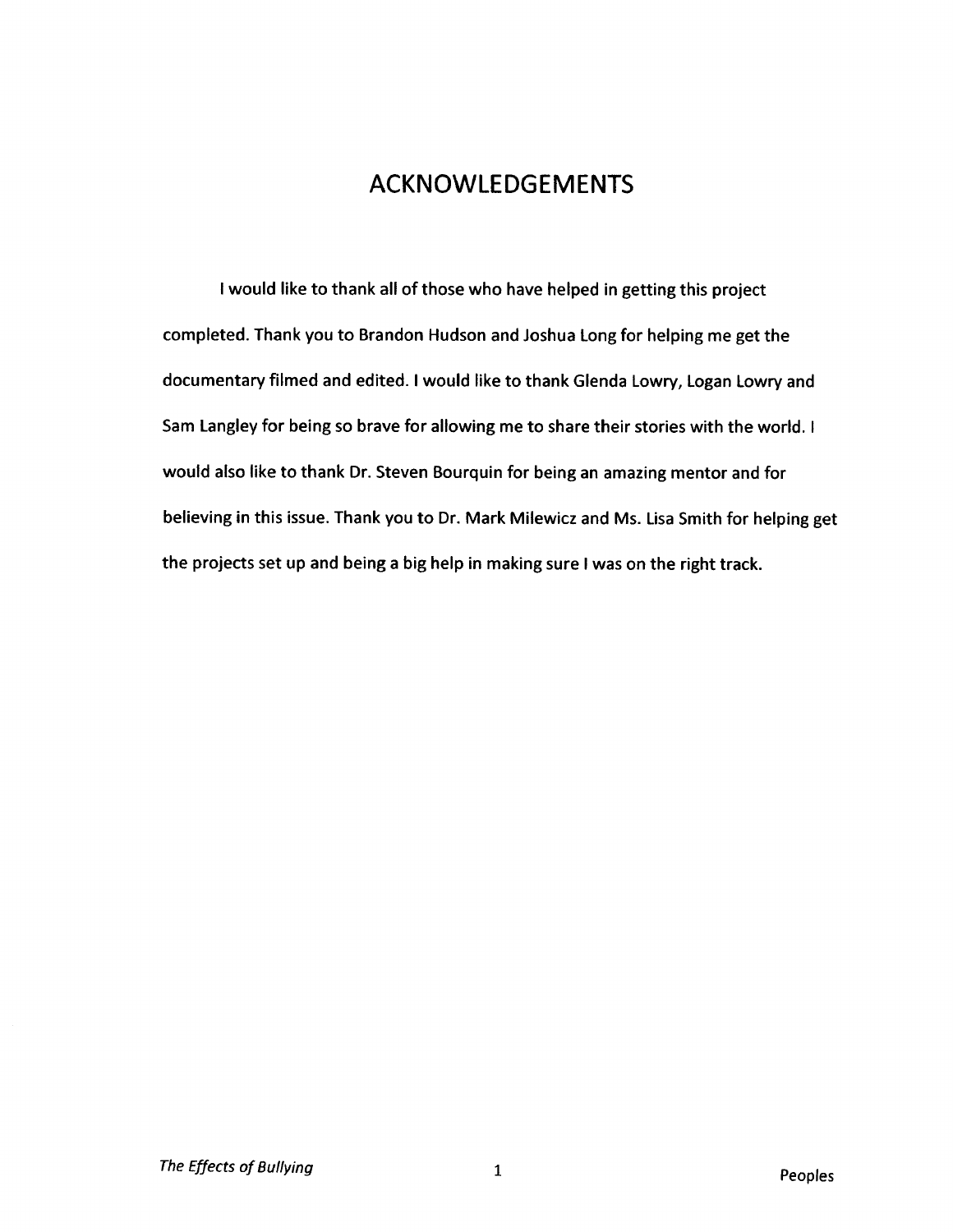# ACKNOWLEDGEMENTS

I would like to thank all of those who have helped in getting this project completed. Thank you to Brandon Hudson and Joshua Long for helping me get the documentary filmed and edited. I would like to thank Glenda Lowry, Logan Lowry and Sam Langley for being so brave for allowing me to share their stories with the world. I would also like to thank Dr. Steven Bourquin for being an amazing mentor and for believing in this issue. Thank you to Dr. Mark Milewicz and Ms. Lisa Smith for helping get the projects set up and being a big help in making sure I was on the right track.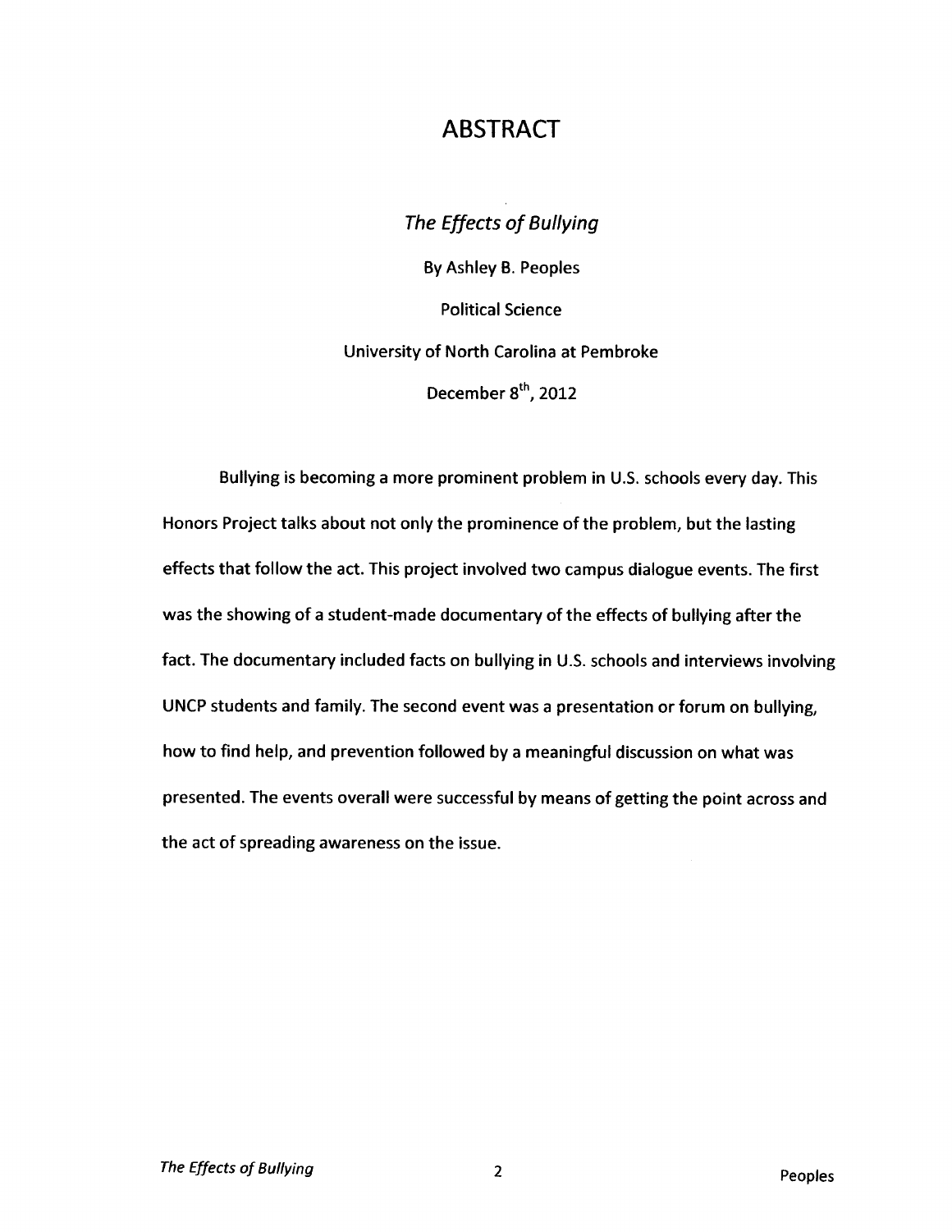# ABSTRACT

*The Effects of Bullying*

By Ashley B. Peoples

Political Science

University of North Carolina at Pembroke

December 8th, 2012

Bullying is becoming a more prominent problem in U.S. schools every day. This Honors Project talks about not only the prominence of the problem, but the lasting effects that follow the act. This project involved two campus dialogue events. The first was the showing of a student-made documentary of the effects of bullying after the fact. The documentary included facts on bullying in U.S. schools and interviews involving UNCP students and family. The second event was a presentation or forum on bullying, how to find help, and prevention followed by a meaningful discussion on what was presented. The events overall were successful by means of getting the point across and the act of spreading awareness on the issue.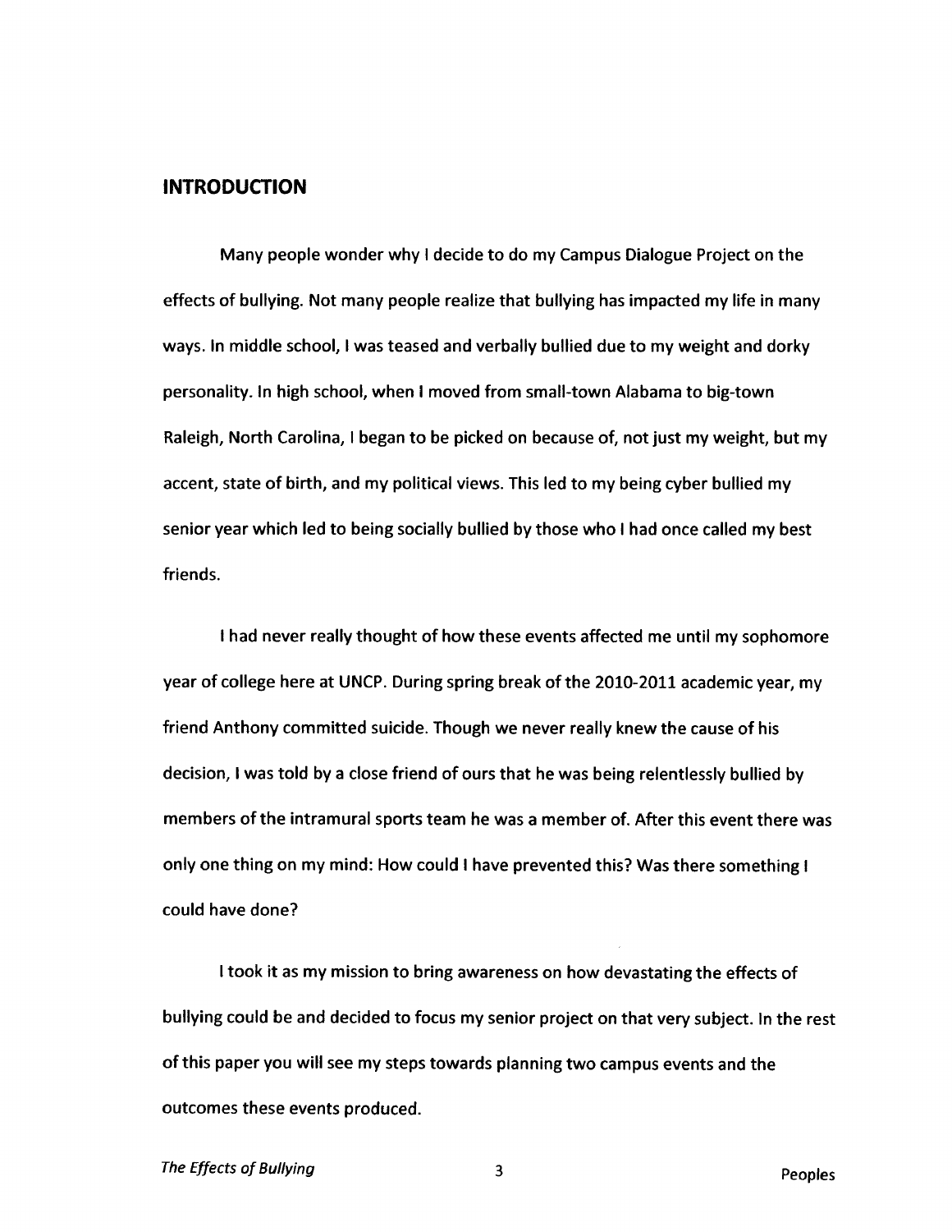## INTRODUCTION

Many people wonder why I decide to do my Campus Dialogue Project on the effects of bullying. Not many people realize that bullying has impacted my life in many ways. In middle school, I was teased and verbally bullied due to my weight and dorky personality. In high school, when I moved from small-town Alabama to big-town Raleigh, North Carolina, I began to be picked on because of, not just my weight, but my accent, state of birth, and my political views. This led to my being cyber bullied my senior year which led to being socially bullied by those who I had once called my best friends.

I had never really thought of how these events affected me until my sophomore year of college here at UNCP. During spring break of the 2010-2011 academic year, my friend Anthony committed suicide. Though we never really knew the cause of his decision, I was told by a close friend of ours that he was being relentlessly bullied by members of the intramural sports team he was a member of. After this event there was only one thing on my mind: How could I have prevented this? Was there something I could have done?

I took it as my mission to bring awareness on how devastating the effects of bullying could be and decided to focus my senior project on that very subject. In the rest of this paper you will see my steps towards planning two campus events and the outcomes these events produced.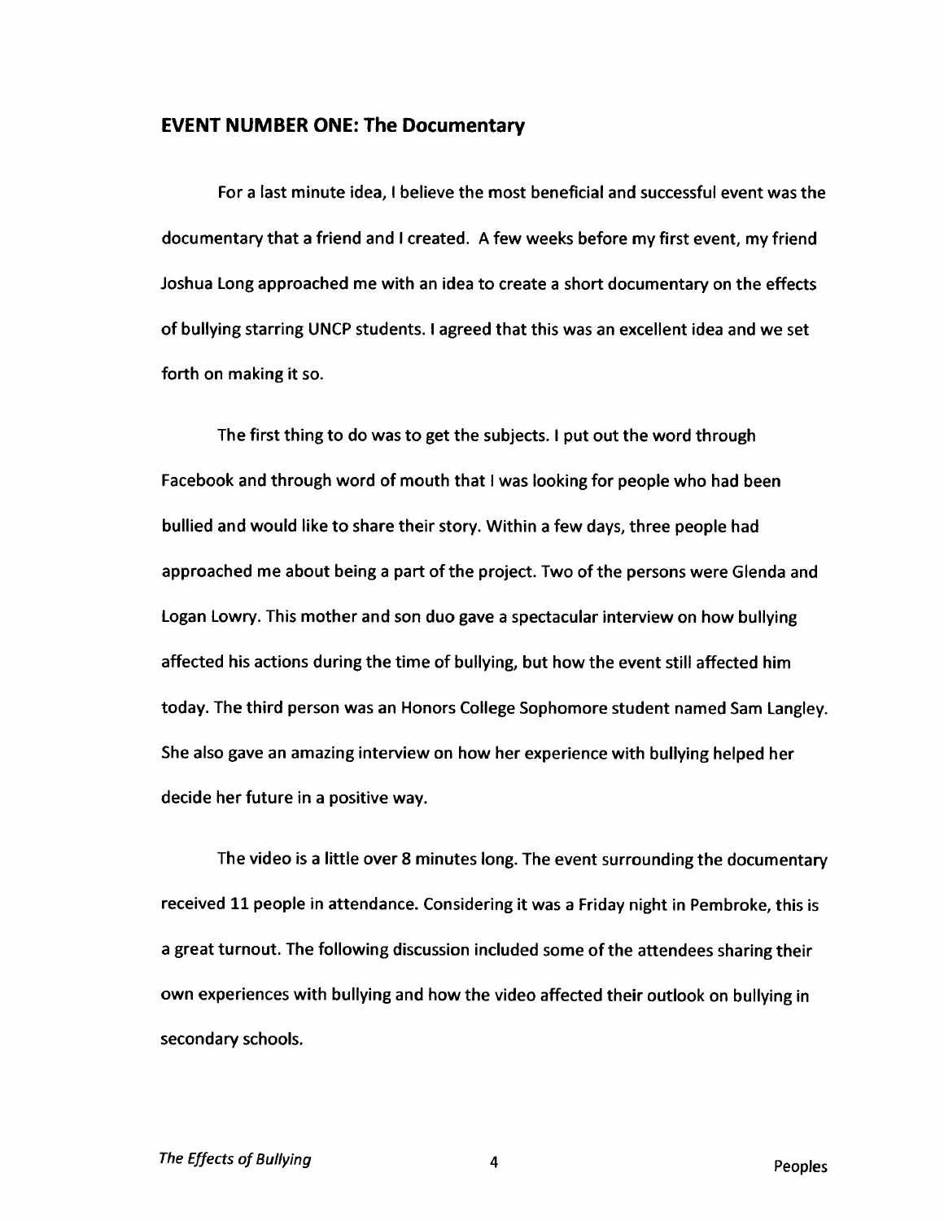## EVENT NUMBER ONE: The Documentary

For a last minute idea, I believe the most beneficial and successful event was the documentary that a friend and I created. A few weeks before my first event, my friend Joshua Long approached me with an idea to create a short documentary on the effects of bullying starring UNCP students. I agreed that this was an excellent idea and we set forth on making it so.

The first thing to do was to get the subjects. I put out the word through Facebook and through word of mouth that I was looking for people who had been bullied and would like to share their story. Within a few days, three people had approached me about being a part of the project. Two of the persons were Glenda and Logan Lowry. This mother and son duo gave a spectacular interview on how bullying affected his actions during the time of bullying, but how the event still affected him today. The third person was an Honors College Sophomore student named Sam Langley. She also gave an amazing interview on how her experience with bullying helped her decide her future in a positive way.

The video is a little over 8 minutes long. The event surrounding the documentary received 11 people in attendance. Considering it was a Friday night in Pembroke, this is a great turnout. The following discussion included some of the attendees sharing their own experiences with bullying and how the video affected their outlook on bullying in secondary schools.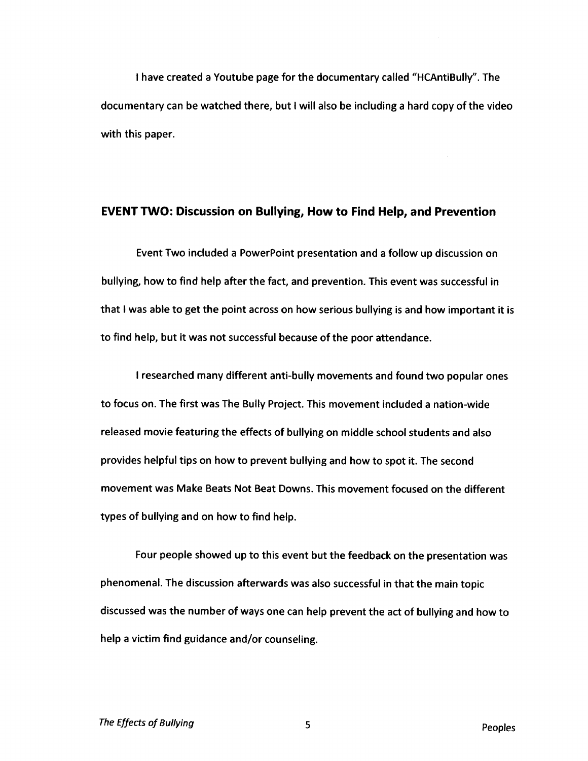I have created a Youtube page for the documentary called "HCAntiBully". The documentary can be watched there, but I will also be including a hard copy of the video with this paper.

## EVENT TWO: Discussion on Bullying, How to Find Help, and Prevention

Event Two included a PowerPoint presentation and a follow up discussion on bullying, how to find help after the fact, and prevention. This event was successful in that I was able to get the point across on how serious bullying is and how important it is to find help, but it was not successful because of the poor attendance.

I researched many different anti-bully movements and found two popular ones to focus on. The first was The Bully Project. This movement included a nation-wide released movie featuring the effects of bullying on middle school students and also provides helpful tips on how to prevent bullying and how to spot it. The second movement was Make Beats Not Beat Downs. This movement focused on the different types of bullying and on how to find help.

Four people showed up to this event but the feedback on the presentation was phenomenal. The discussion afterwards was also successful in that the main topic discussed was the number of ways one can help prevent the act of bullying and how to help a victim find guidance and/or counseling.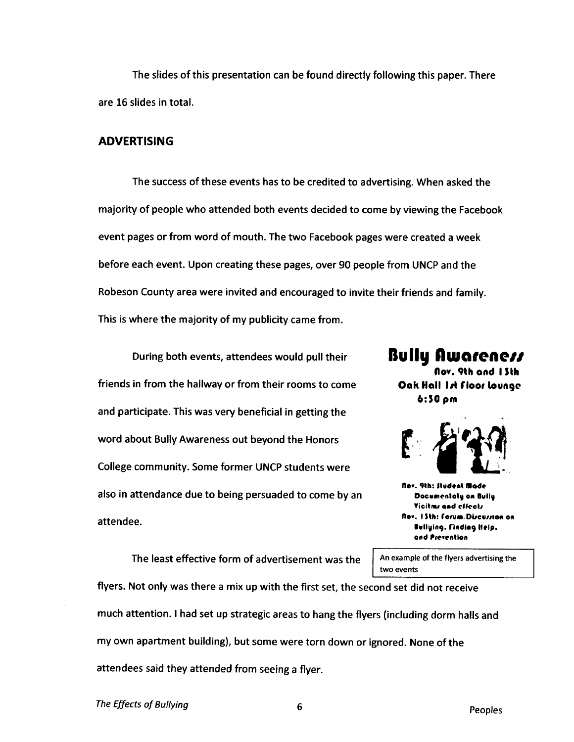The slides of this presentation can be found directly following this paper. There are 16 slides in total.

## ADVERTISING

The success of these events has to be credited to advertising. When asked the majority of people who attended both events decided to come by viewing the Facebook event pages or from word of mouth. The two Facebook pages were created a week before each event. Upon creating these pages, over 90 people from UNCP and the Robeson County area were invited and encouraged to invite their friends and family. This is where the majority of my publicity came from.

During both events, attendees would pull their friends in from the hallway or from their rooms to come and participate. This was very beneficial in getting the word about Bully Awareness out beyond the Honors College community. Some former UNCP students were also in attendance due to being persuaded to come by an attendee.

**Bully Awareness**
**Nov. 9th and 13th**
**Oak Hall 1st Floor Lounge**
**6:30 pm**

Nov. 9th: Student Made Documentary on Bully Victims and effects
Nov. 13th: Forum Discussion on Bullying, Finding Help, and Prevention

An example of the flyers advertising the two events

The least effective form of advertisement was the flyers. Not only was there a mix up with the first set, the second set did not receive much attention. I had set up strategic areas to hang the flyers (including dorm halls and my own apartment building), but some were torn down or ignored. None of the attendees said they attended from seeing a flyer.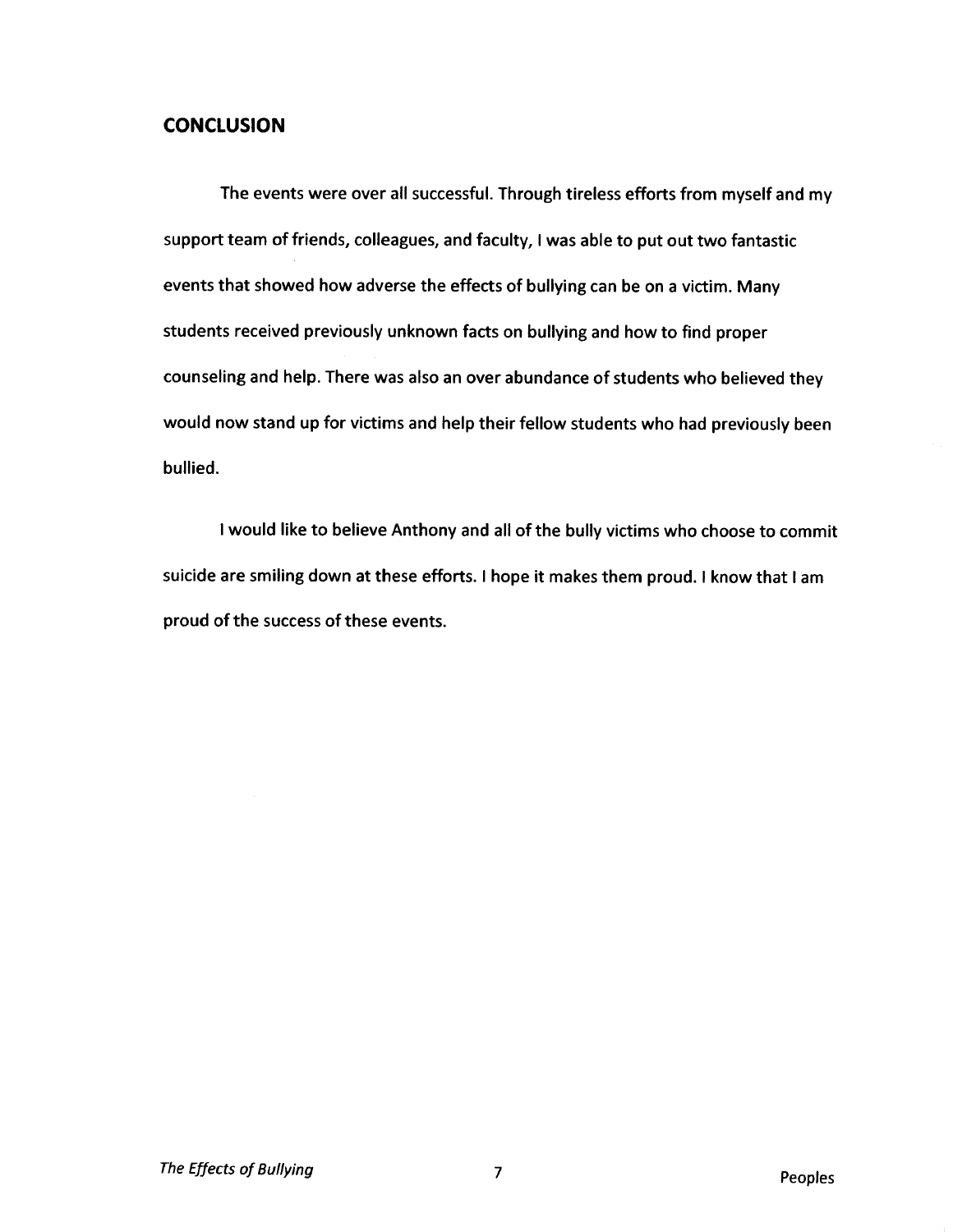## CONCLUSION

The events were over all successful. Through tireless efforts from myself and my support team of friends, colleagues, and faculty, I was able to put out two fantastic events that showed how adverse the effects of bullying can be on a victim. Many students received previously unknown facts on bullying and how to find proper counseling and help. There was also an over abundance of students who believed they would now stand up for victims and help their fellow students who had previously been bullied.

I would like to believe Anthony and all of the bully victims who choose to commit suicide are smiling down at these efforts. I hope it makes them proud. I know that I am proud of the success of these events.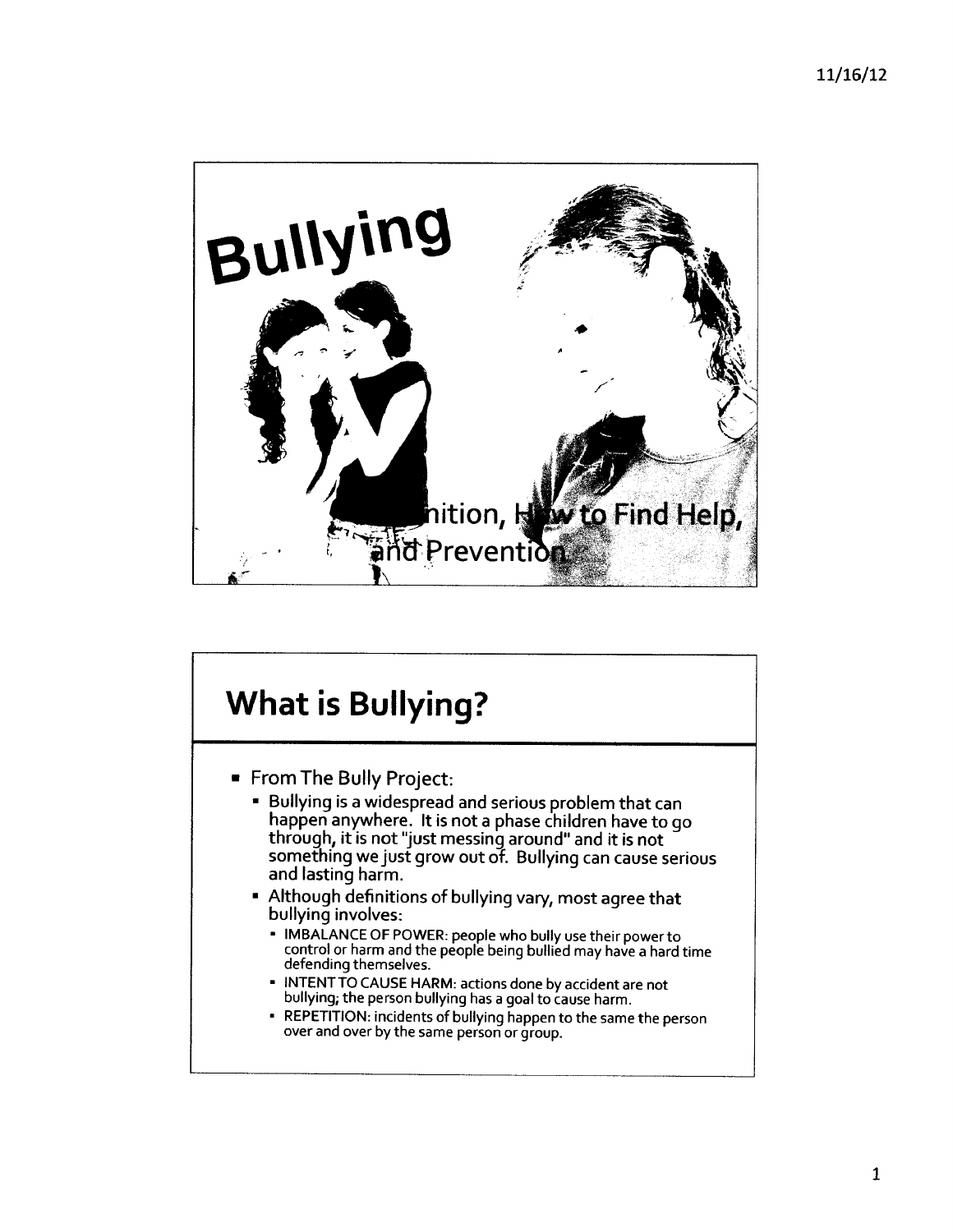# Bullying

ition, How to Find Help, and Prevention

## What is Bullying?

- From The Bully Project:
  - Bullying is a widespread and serious problem that can happen anywhere. It is not a phase children have to go through, it is not "just messing around" and it is not something we just grow out of. Bullying can cause serious and lasting harm.
  - Although definitions of bullying vary, most agree that bullying involves:
    - IMBALANCE OF POWER: people who bully use their power to control or harm and the people being bullied may have a hard time defending themselves.
    - INTENT TO CAUSE HARM: actions done by accident are not bullying; the person bullying has a goal to cause harm.
    - REPETITION: incidents of bullying happen to the same the person over and over by the same person or group.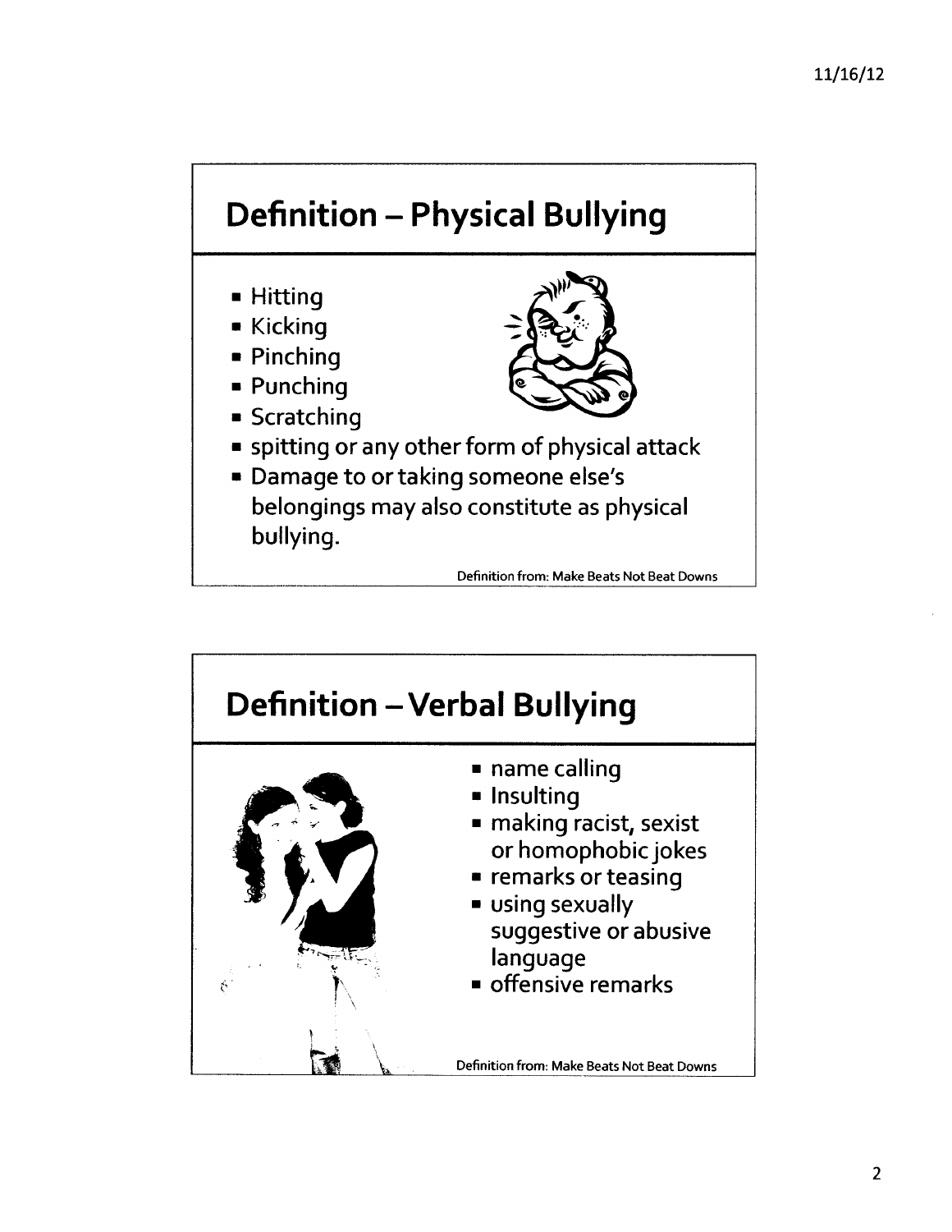## Definition – Physical Bullying

- Hitting
- Kicking
- Pinching
- Punching
- Scratching
- spitting or any other form of physical attack
- Damage to or taking someone else's belongings may also constitute as physical bullying.

Definition from: Make Beats Not Beat Downs

## Definition – Verbal Bullying

- name calling
- Insulting
- making racist, sexist or homophobic jokes
- remarks or teasing
- using sexually suggestive or abusive language
- offensive remarks

Definition from: Make Beats Not Beat Downs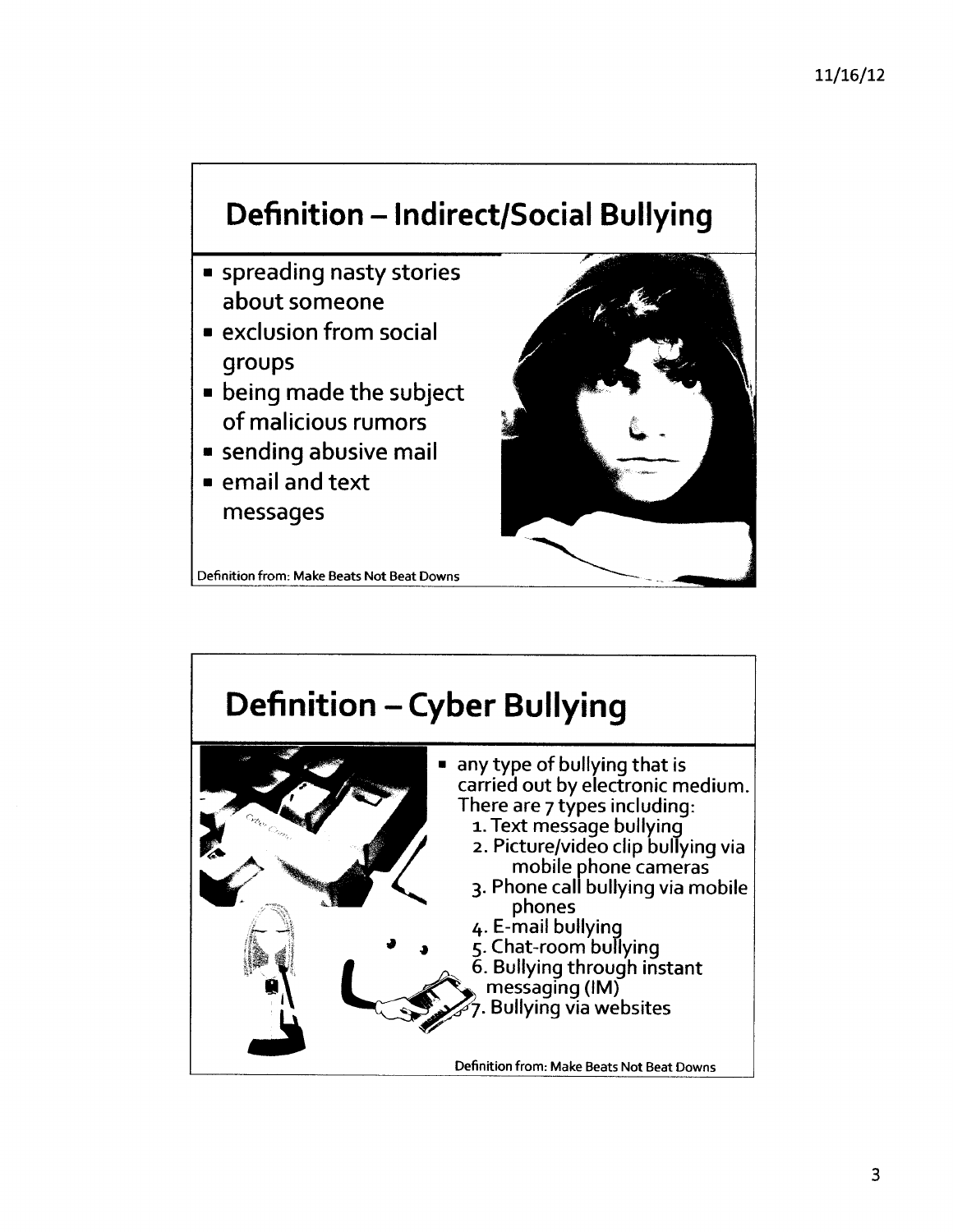## Definition – Indirect/Social Bullying

- spreading nasty stories about someone
- exclusion from social groups
- being made the subject of malicious rumors
- sending abusive mail
- email and text messages

Definition from: Make Beats Not Beat Downs

## Definition – Cyber Bullying

- any type of bullying that is carried out by electronic medium. There are 7 types including:
  1. Text message bullying
  2. Picture/video clip bullying via mobile phone cameras
  3. Phone call bullying via mobile phones
  4. E-mail bullying
  5. Chat-room bullying
  6. Bullying through instant messaging (IM)
  7. Bullying via websites

Definition from: Make Beats Not Beat Downs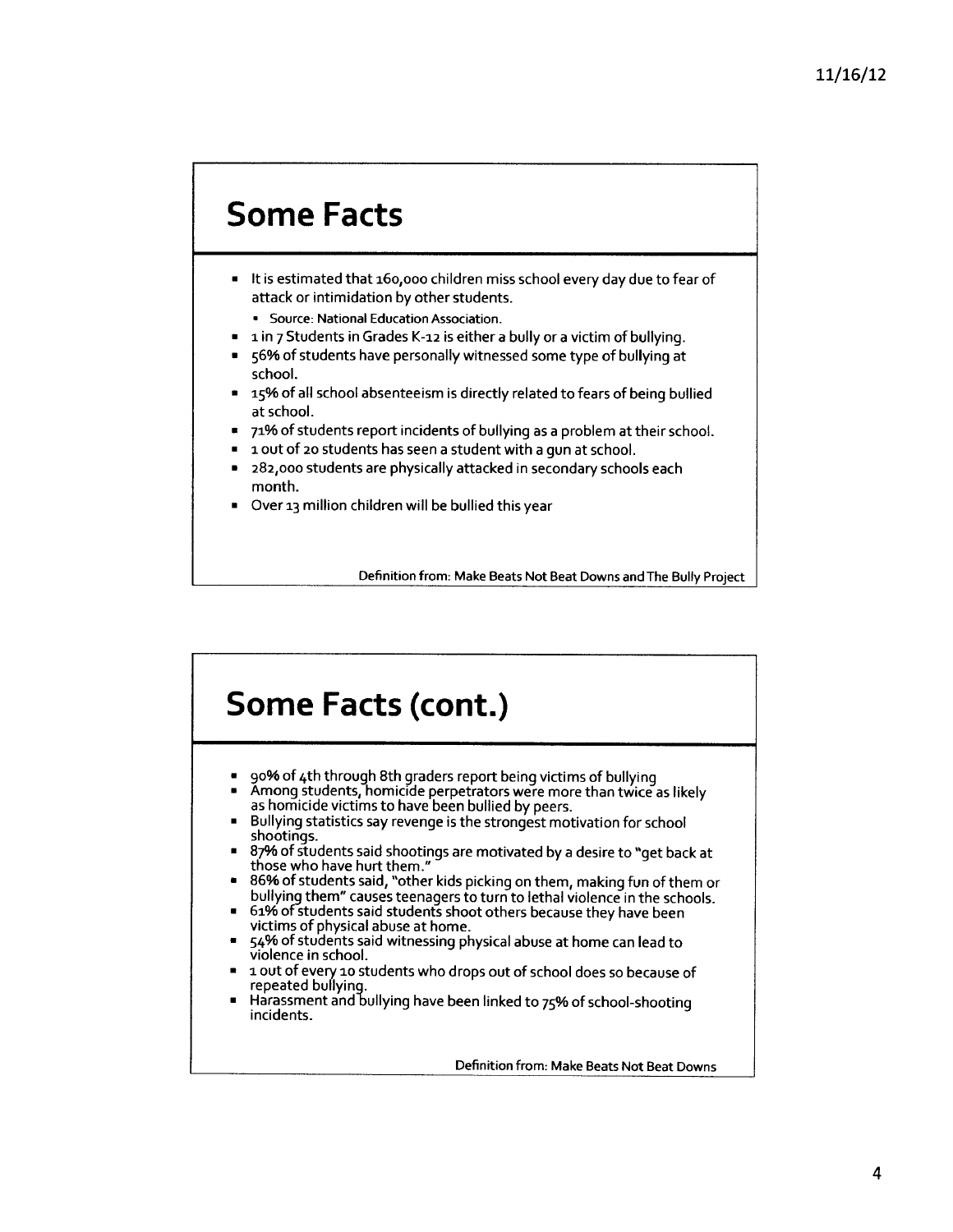## Some Facts

- It is estimated that 160,000 children miss school every day due to fear of attack or intimidation by other students.
  - Source: National Education Association.
- 1 in 7 Students in Grades K-12 is either a bully or a victim of bullying.
- 56% of students have personally witnessed some type of bullying at school.
- 15% of all school absenteeism is directly related to fears of being bullied at school.
- 71% of students report incidents of bullying as a problem at their school.
- 1 out of 20 students has seen a student with a gun at school.
- 282,000 students are physically attacked in secondary schools each month.
- Over 13 million children will be bullied this year

Definition from: Make Beats Not Beat Downs and The Bully Project

## Some Facts (cont.)

- 90% of 4th through 8th graders report being victims of bullying
- Among students, homicide perpetrators were more than twice as likely as homicide victims to have been bullied by peers.
- Bullying statistics say revenge is the strongest motivation for school shootings.
- 87% of students said shootings are motivated by a desire to "get back at those who have hurt them."
- 86% of students said, "other kids picking on them, making fun of them or bullying them" causes teenagers to turn to lethal violence in the schools.
- 61% of students said students shoot others because they have been victims of physical abuse at home.
- 54% of students said witnessing physical abuse at home can lead to violence in school.
- 1 out of every 10 students who drops out of school does so because of repeated bullying.
- Harassment and bullying have been linked to 75% of school-shooting incidents.

Definition from: Make Beats Not Beat Downs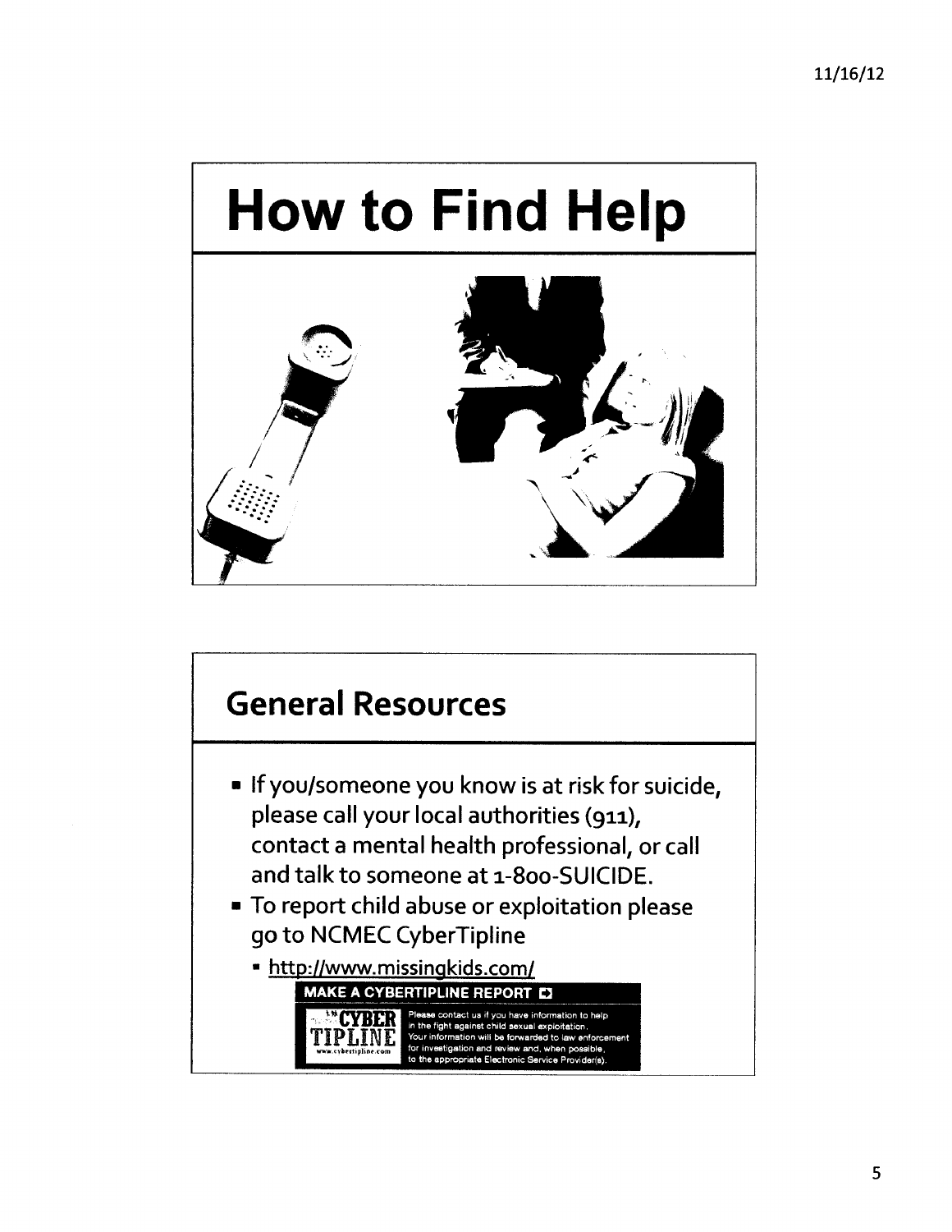# How to Find Help

## General Resources

- If you/someone you know is at risk for suicide, please call your local authorities (911), contact a mental health professional, or call and talk to someone at 1-800-SUICIDE.
- To report child abuse or exploitation please go to NCMEC CyberTipline
  - http://www.missingkids.com/

**MAKE A CYBERTIPLINE REPORT**

CYBER TIPLINE www.cybertipline.com

Please contact us if you have information to help in the fight against child sexual exploitation. Your information will be forwarded to law enforcement for investigation and review and, when possible, to the appropriate Electronic Service Provider(s).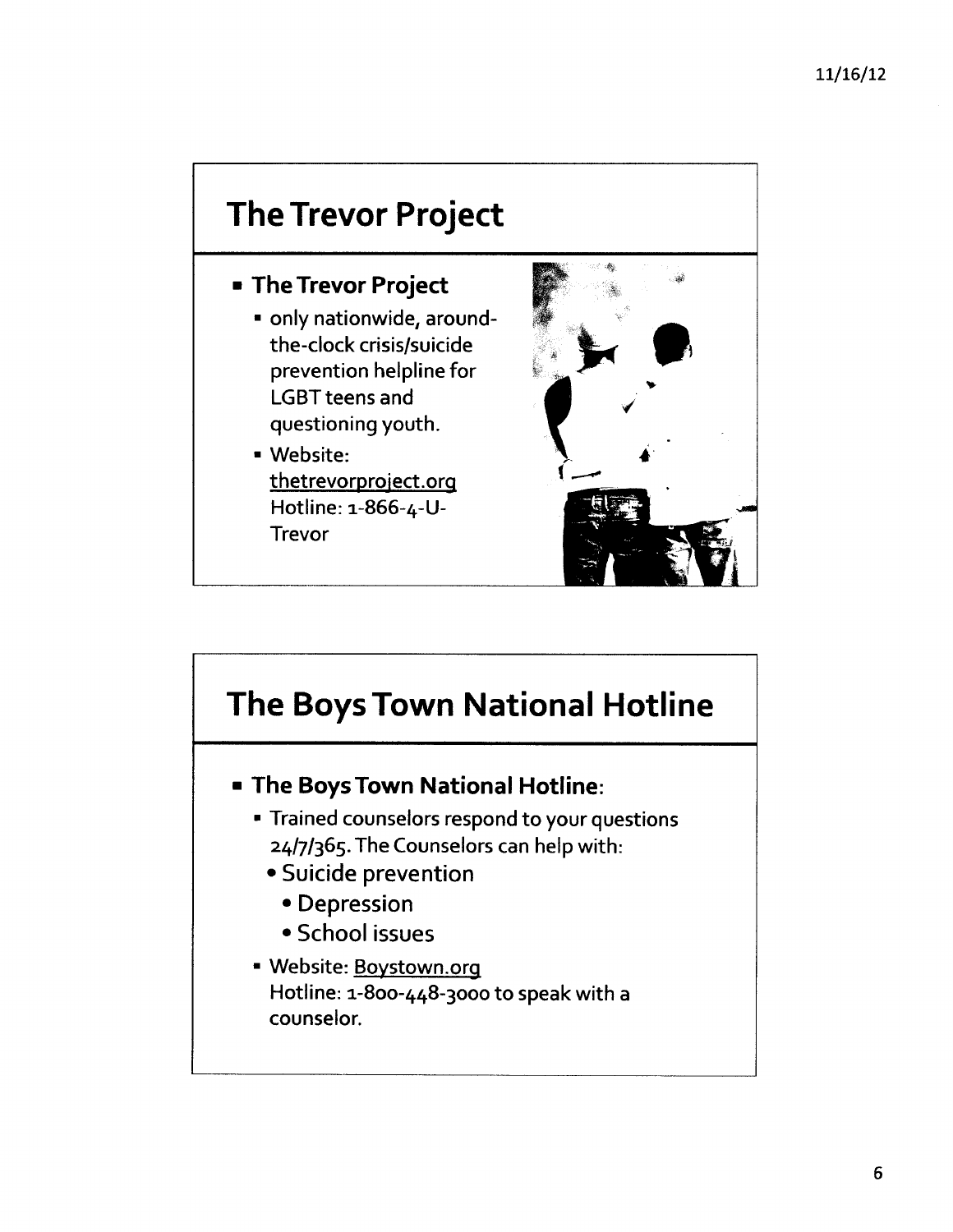## The Trevor Project

- **The Trevor Project**
  - only nationwide, around-the-clock crisis/suicide prevention helpline for LGBT teens and questioning youth.
  - Website: thetrevorproject.org
    Hotline: 1-866-4-U-Trevor

## The Boys Town National Hotline

- **The Boys Town National Hotline**:
  - Trained counselors respond to your questions 24/7/365. The Counselors can help with:
    - Suicide prevention
      - Depression
      - School issues
  - Website: Boystown.org
    Hotline: 1-800-448-3000 to speak with a counselor.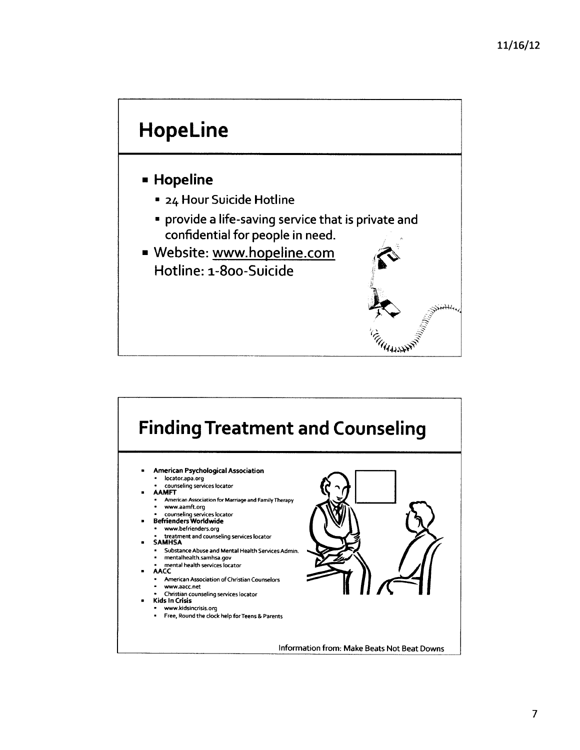## HopeLine

- **Hopeline**
  - 24 Hour Suicide Hotline
  - provide a life-saving service that is private and confidential for people in need.
- Website: www.hopeline.com
  Hotline: 1-800-Suicide

## Finding Treatment and Counseling

- **American Psychological Association**
  - locator.apa.org
  - counseling services locator
- **AAMFT**
  - American Association for Marriage and Family Therapy
  - www.aamft.org
  - counseling services locator
- **Befrienders Worldwide**
  - www.befrienders.org
  - treatment and counseling services locator
- **SAMHSA**
  - Substance Abuse and Mental Health Services Admin.
  - mentalhealth.samhsa.gov
  - mental health services locator
- **AACC**
  - American Association of Christian Counselors
  - www.aacc.net
  - Christian counseling services locator
- **Kids In Crisis**
  - www.kidsincrisis.org
  - Free, Round the clock help for Teens & Parents

Information from: Make Beats Not Beat Downs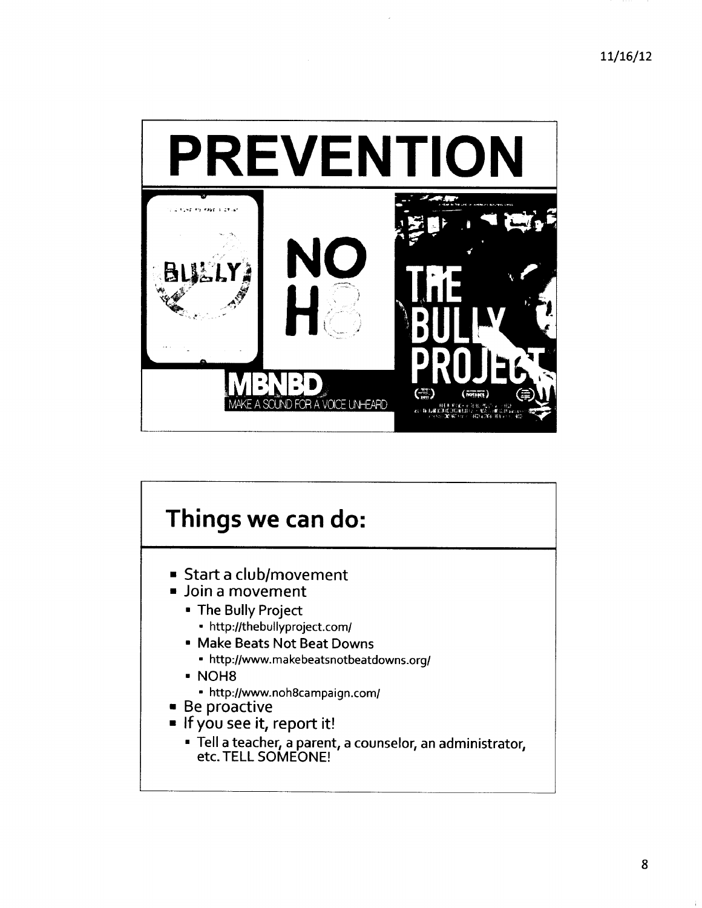# PREVENTION

MBNBD

MAKE A SOUND FOR A VOICE UNHEARD

NO H8

THE BULLY PROJECT

## Things we can do:

- Start a club/movement
- Join a movement
  - The Bully Project
    - http://thebullyproject.com/
  - Make Beats Not Beat Downs
    - http://www.makebeatsnotbeatdowns.org/
  - NOH8
    - http://www.noh8campaign.com/
- Be proactive
- If you see it, report it!
  - Tell a teacher, a parent, a counselor, an administrator, etc. TELL SOMEONE!